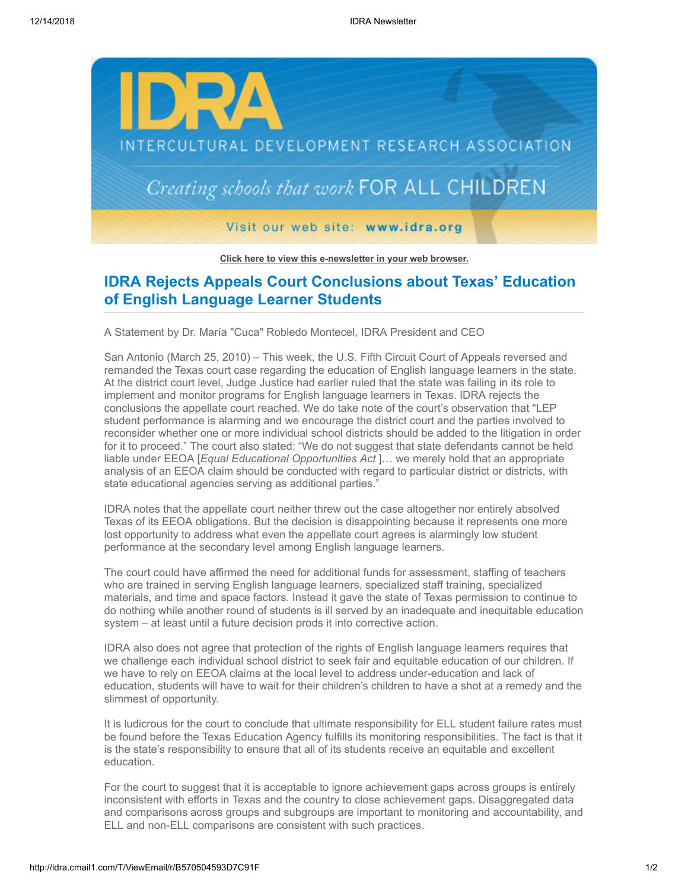IDRA

INTERCULTURAL DEVELOPMENT RESEARCH ASSOCIATION

*Creating schools that work* FOR ALL CHILDREN

Visit our web site: **www.idra.org**

**Click here to view this e-newsletter in your web browser.**

## IDRA Rejects Appeals Court Conclusions about Texas' Education of English Language Learner Students

A Statement by Dr. María "Cuca" Robledo Montecel, IDRA President and CEO

San Antonio (March 25, 2010) – This week, the U.S. Fifth Circuit Court of Appeals reversed and remanded the Texas court case regarding the education of English language learners in the state. At the district court level, Judge Justice had earlier ruled that the state was failing in its role to implement and monitor programs for English language learners in Texas. IDRA rejects the conclusions the appellate court reached. We do take note of the court's observation that "LEP student performance is alarming and we encourage the district court and the parties involved to reconsider whether one or more individual school districts should be added to the litigation in order for it to proceed." The court also stated: "We do not suggest that state defendants cannot be held liable under EEOA [*Equal Educational Opportunities Act* ]… we merely hold that an appropriate analysis of an EEOA claim should be conducted with regard to particular district or districts, with state educational agencies serving as additional parties."

IDRA notes that the appellate court neither threw out the case altogether nor entirely absolved Texas of its EEOA obligations. But the decision is disappointing because it represents one more lost opportunity to address what even the appellate court agrees is alarmingly low student performance at the secondary level among English language learners.

The court could have affirmed the need for additional funds for assessment, staffing of teachers who are trained in serving English language learners, specialized staff training, specialized materials, and time and space factors. Instead it gave the state of Texas permission to continue to do nothing while another round of students is ill served by an inadequate and inequitable education system – at least until a future decision prods it into corrective action.

IDRA also does not agree that protection of the rights of English language learners requires that we challenge each individual school district to seek fair and equitable education of our children. If we have to rely on EEOA claims at the local level to address under-education and lack of education, students will have to wait for their children's children to have a shot at a remedy and the slimmest of opportunity.

It is ludicrous for the court to conclude that ultimate responsibility for ELL student failure rates must be found before the Texas Education Agency fulfills its monitoring responsibilities. The fact is that it is the state's responsibility to ensure that all of its students receive an equitable and excellent education.

For the court to suggest that it is acceptable to ignore achievement gaps across groups is entirely inconsistent with efforts in Texas and the country to close achievement gaps. Disaggregated data and comparisons across groups and subgroups are important to monitoring and accountability, and ELL and non-ELL comparisons are consistent with such practices.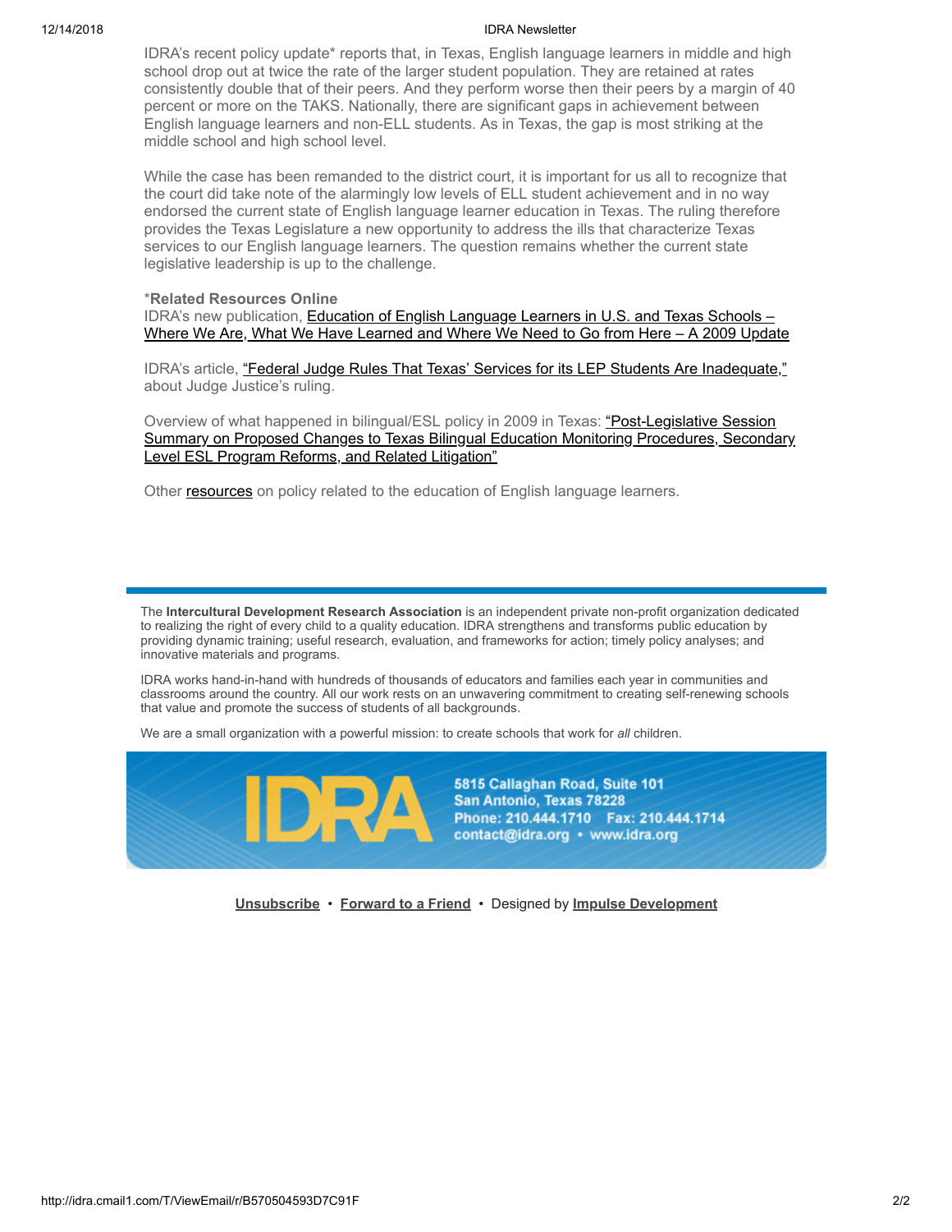IDRA's recent policy update* reports that, in Texas, English language learners in middle and high school drop out at twice the rate of the larger student population. They are retained at rates consistently double that of their peers. And they perform worse then their peers by a margin of 40 percent or more on the TAKS. Nationally, there are significant gaps in achievement between English language learners and non-ELL students. As in Texas, the gap is most striking at the middle school and high school level.

While the case has been remanded to the district court, it is important for us all to recognize that the court did take note of the alarmingly low levels of ELL student achievement and in no way endorsed the current state of English language learner education in Texas. The ruling therefore provides the Texas Legislature a new opportunity to address the ills that characterize Texas services to our English language learners. The question remains whether the current state legislative leadership is up to the challenge.

*Related Resources Online**
IDRA's new publication, Education of English Language Learners in U.S. and Texas Schools – Where We Are, What We Have Learned and Where We Need to Go from Here – A 2009 Update

IDRA's article, "Federal Judge Rules That Texas' Services for its LEP Students Are Inadequate," about Judge Justice's ruling.

Overview of what happened in bilingual/ESL policy in 2009 in Texas: "Post-Legislative Session Summary on Proposed Changes to Texas Bilingual Education Monitoring Procedures, Secondary Level ESL Program Reforms, and Related Litigation"

Other resources on policy related to the education of English language learners.

---

The **Intercultural Development Research Association** is an independent private non-profit organization dedicated to realizing the right of every child to a quality education. IDRA strengthens and transforms public education by providing dynamic training; useful research, evaluation, and frameworks for action; timely policy analyses; and innovative materials and programs.

IDRA works hand-in-hand with hundreds of thousands of educators and families each year in communities and classrooms around the country. All our work rests on an unwavering commitment to creating self-renewing schools that value and promote the success of students of all backgrounds.

We are a small organization with a powerful mission: to create schools that work for *all* children.

IDRA
5815 Callaghan Road, Suite 101
San Antonio, Texas 78228
Phone: 210.444.1710 Fax: 210.444.1714
contact@idra.org • www.idra.org

**Unsubscribe** • **Forward to a Friend** • Designed by **Impulse Development**